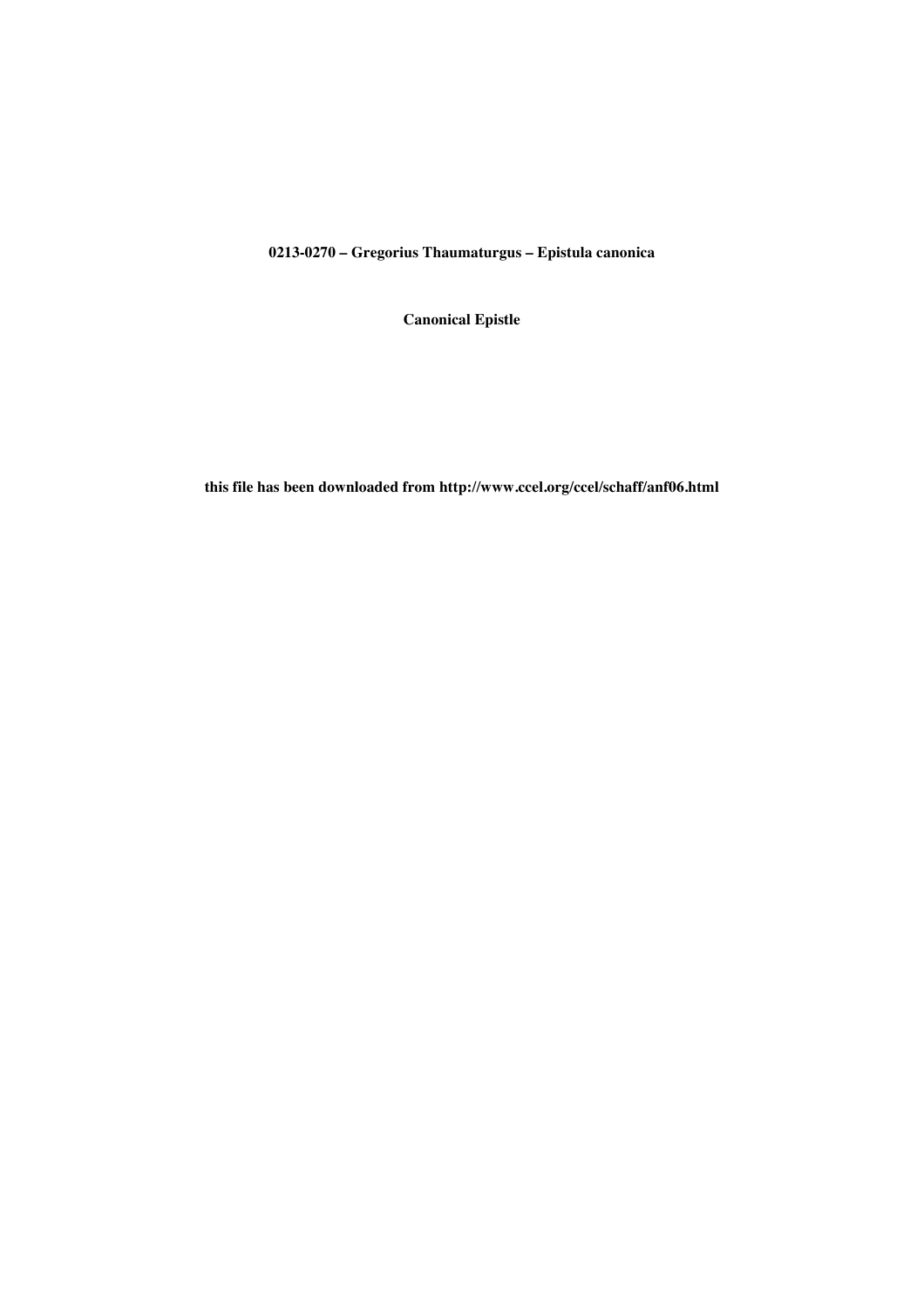**0213-0270 – Gregorius Thaumaturgus – Epistula canonica**

**Canonical Epistle**

**this file has been downloaded from http://www.ccel.org/ccel/schaff/anf06.html**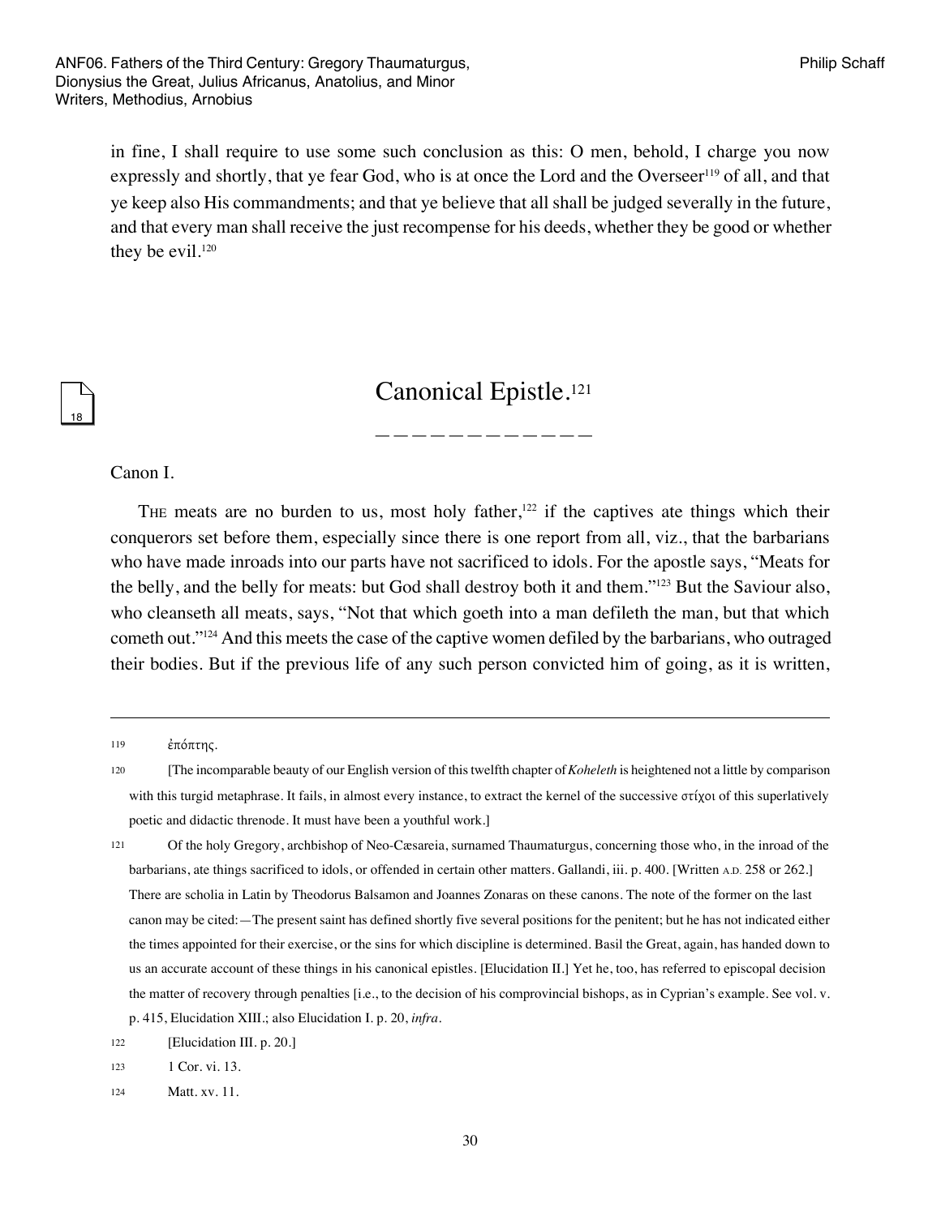in fine, I shall require to use some such conclusion as this: O men, behold, I charge you now expressly and shortly, that ye fear God, who is at once the Lord and the Overseer[119] of all, and that ye keep also His commandments; and that ye believe that all shall be judged severally in the future, and that every man shall receive the just recompense for his deeds, whether they be good or whether they be evil.[120]

## Canonical Epistle.[121]

————————————

Canon I.

The meats are no burden to us, most holy father,[122] if the captives ate things which their conquerors set before them, especially since there is one report from all, viz., that the barbarians who have made inroads into our parts have not sacrificed to idols. For the apostle says, "Meats for the belly, and the belly for meats: but God shall destroy both it and them."[123] But the Saviour also, who cleanseth all meats, says, "Not that which goeth into a man defileth the man, but that which cometh out."[124] And this meets the case of the captive women defiled by the barbarians, who outraged their bodies. But if the previous life of any such person convicted him of going, as it is written,

---

119 ἐπόπτης.

120 [The incomparable beauty of our English version of this twelfth chapter of *Koheleth* is heightened not a little by comparison with this turgid metaphrase. It fails, in almost every instance, to extract the kernel of the successive στίχοι of this superlatively poetic and didactic threnode. It must have been a youthful work.]

121 Of the holy Gregory, archbishop of Neo-Cæsareia, surnamed Thaumaturgus, concerning those who, in the inroad of the barbarians, ate things sacrificed to idols, or offended in certain other matters. Gallandi, iii. p. 400. [Written A.D. 258 or 262.] There are scholia in Latin by Theodorus Balsamon and Joannes Zonaras on these canons. The note of the former on the last canon may be cited:—The present saint has defined shortly five several positions for the penitent; but he has not indicated either the times appointed for their exercise, or the sins for which discipline is determined. Basil the Great, again, has handed down to us an accurate account of these things in his canonical epistles. [Elucidation II.] Yet he, too, has referred to episcopal decision the matter of recovery through penalties [i.e., to the decision of his comprovincial bishops, as in Cyprian's example. See vol. v. p. 415, Elucidation XIII.; also Elucidation I. p. 20, *infra*.

122 [Elucidation III. p. 20.]

123 1 Cor. vi. 13.

124 Matt. xv. 11.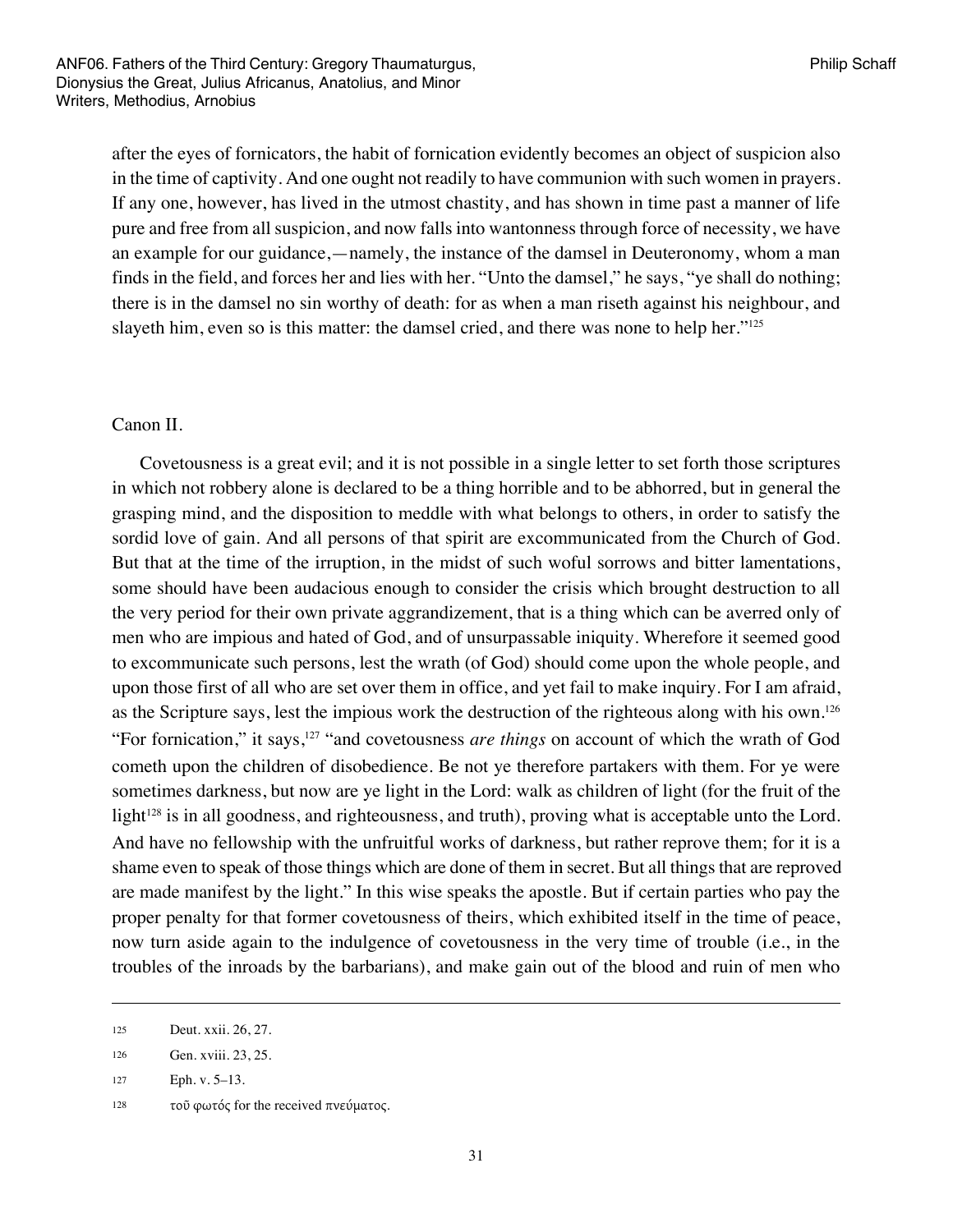after the eyes of fornicators, the habit of fornication evidently becomes an object of suspicion also in the time of captivity. And one ought not readily to have communion with such women in prayers. If any one, however, has lived in the utmost chastity, and has shown in time past a manner of life pure and free from all suspicion, and now falls into wantonness through force of necessity, we have an example for our guidance,—namely, the instance of the damsel in Deuteronomy, whom a man finds in the field, and forces her and lies with her. "Unto the damsel," he says, "ye shall do nothing; there is in the damsel no sin worthy of death: for as when a man riseth against his neighbour, and slayeth him, even so is this matter: the damsel cried, and there was none to help her."[125]

## Canon II.

Covetousness is a great evil; and it is not possible in a single letter to set forth those scriptures in which not robbery alone is declared to be a thing horrible and to be abhorred, but in general the grasping mind, and the disposition to meddle with what belongs to others, in order to satisfy the sordid love of gain. And all persons of that spirit are excommunicated from the Church of God. But that at the time of the irruption, in the midst of such woful sorrows and bitter lamentations, some should have been audacious enough to consider the crisis which brought destruction to all the very period for their own private aggrandizement, that is a thing which can be averred only of men who are impious and hated of God, and of unsurpassable iniquity. Wherefore it seemed good to excommunicate such persons, lest the wrath (of God) should come upon the whole people, and upon those first of all who are set over them in office, and yet fail to make inquiry. For I am afraid, as the Scripture says, lest the impious work the destruction of the righteous along with his own.[126] "For fornication," it says,[127] "and covetousness *are things* on account of which the wrath of God cometh upon the children of disobedience. Be not ye therefore partakers with them. For ye were sometimes darkness, but now are ye light in the Lord: walk as children of light (for the fruit of the light[128] is in all goodness, and righteousness, and truth), proving what is acceptable unto the Lord. And have no fellowship with the unfruitful works of darkness, but rather reprove them; for it is a shame even to speak of those things which are done of them in secret. But all things that are reproved are made manifest by the light." In this wise speaks the apostle. But if certain parties who pay the proper penalty for that former covetousness of theirs, which exhibited itself in the time of peace, now turn aside again to the indulgence of covetousness in the very time of trouble (i.e., in the troubles of the inroads by the barbarians), and make gain out of the blood and ruin of men who

---

125 Deut. xxii. 26, 27.

126 Gen. xviii. 23, 25.

127 Eph. v. 5–13.

128 τοῦ φωτός for the received πνεύματος.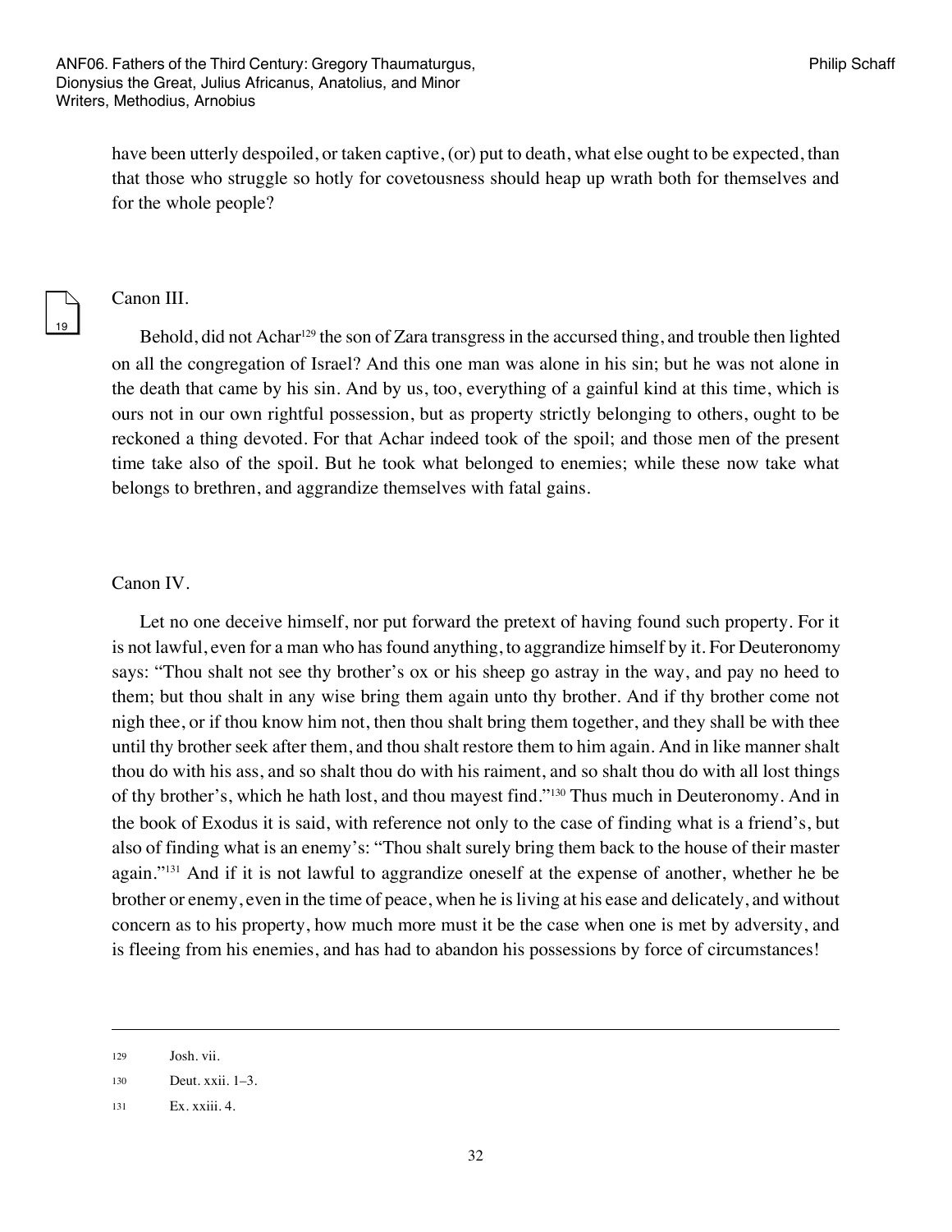have been utterly despoiled, or taken captive, (or) put to death, what else ought to be expected, than that those who struggle so hotly for covetousness should heap up wrath both for themselves and for the whole people?

## Canon III.

Behold, did not Achar[129] the son of Zara transgress in the accursed thing, and trouble then lighted on all the congregation of Israel? And this one man was alone in his sin; but he was not alone in the death that came by his sin. And by us, too, everything of a gainful kind at this time, which is ours not in our own rightful possession, but as property strictly belonging to others, ought to be reckoned a thing devoted. For that Achar indeed took of the spoil; and those men of the present time take also of the spoil. But he took what belonged to enemies; while these now take what belongs to brethren, and aggrandize themselves with fatal gains.

## Canon IV.

Let no one deceive himself, nor put forward the pretext of having found such property. For it is not lawful, even for a man who has found anything, to aggrandize himself by it. For Deuteronomy says: "Thou shalt not see thy brother's ox or his sheep go astray in the way, and pay no heed to them; but thou shalt in any wise bring them again unto thy brother. And if thy brother come not nigh thee, or if thou know him not, then thou shalt bring them together, and they shall be with thee until thy brother seek after them, and thou shalt restore them to him again. And in like manner shalt thou do with his ass, and so shalt thou do with his raiment, and so shalt thou do with all lost things of thy brother's, which he hath lost, and thou mayest find."[130] Thus much in Deuteronomy. And in the book of Exodus it is said, with reference not only to the case of finding what is a friend's, but also of finding what is an enemy's: "Thou shalt surely bring them back to the house of their master again."[131] And if it is not lawful to aggrandize oneself at the expense of another, whether he be brother or enemy, even in the time of peace, when he is living at his ease and delicately, and without concern as to his property, how much more must it be the case when one is met by adversity, and is fleeing from his enemies, and has had to abandon his possessions by force of circumstances!

---

129 Josh. vii.

130 Deut. xxii. 1–3.

131 Ex. xxiii. 4.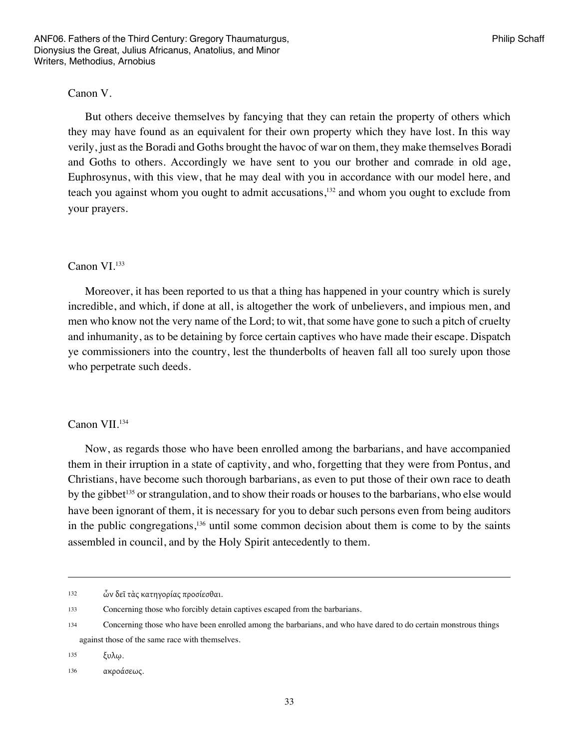Canon V.

But others deceive themselves by fancying that they can retain the property of others which they may have found as an equivalent for their own property which they have lost. In this way verily, just as the Boradi and Goths brought the havoc of war on them, they make themselves Boradi and Goths to others. Accordingly we have sent to you our brother and comrade in old age, Euphrosynus, with this view, that he may deal with you in accordance with our model here, and teach you against whom you ought to admit accusations,[132] and whom you ought to exclude from your prayers.

Canon VI.[133]

Moreover, it has been reported to us that a thing has happened in your country which is surely incredible, and which, if done at all, is altogether the work of unbelievers, and impious men, and men who know not the very name of the Lord; to wit, that some have gone to such a pitch of cruelty and inhumanity, as to be detaining by force certain captives who have made their escape. Dispatch ye commissioners into the country, lest the thunderbolts of heaven fall all too surely upon those who perpetrate such deeds.

Canon VII.[134]

Now, as regards those who have been enrolled among the barbarians, and have accompanied them in their irruption in a state of captivity, and who, forgetting that they were from Pontus, and Christians, have become such thorough barbarians, as even to put those of their own race to death by the gibbet[135] or strangulation, and to show their roads or houses to the barbarians, who else would have been ignorant of them, it is necessary for you to debar such persons even from being auditors in the public congregations,[136] until some common decision about them is come to by the saints assembled in council, and by the Holy Spirit antecedently to them.

---

132 ὧν δεῖ τὰς κατηγορίας προσίεσθαι.

133 Concerning those who forcibly detain captives escaped from the barbarians.

134 Concerning those who have been enrolled among the barbarians, and who have dared to do certain monstrous things against those of the same race with themselves.

135 ξυλῳ.

136 ακροάσεως.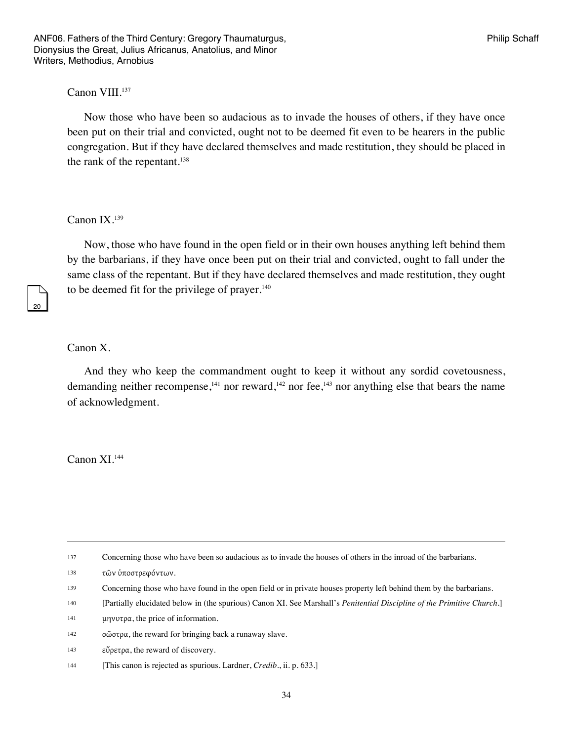Canon VIII.[137]

Now those who have been so audacious as to invade the houses of others, if they have once been put on their trial and convicted, ought not to be deemed fit even to be hearers in the public congregation. But if they have declared themselves and made restitution, they should be placed in the rank of the repentant.[138]

Canon IX.[139]

Now, those who have found in the open field or in their own houses anything left behind them by the barbarians, if they have once been put on their trial and convicted, ought to fall under the same class of the repentant. But if they have declared themselves and made restitution, they ought to be deemed fit for the privilege of prayer.[140]

Canon X.

And they who keep the commandment ought to keep it without any sordid covetousness, demanding neither recompense,[141] nor reward,[142] nor fee,[143] nor anything else that bears the name of acknowledgment.

Canon XI.[144]

---

137 Concerning those who have been so audacious as to invade the houses of others in the inroad of the barbarians.

138 τῶν ὑποστρεφόντων.

139 Concerning those who have found in the open field or in private houses property left behind them by the barbarians.

140 [Partially elucidated below in (the spurious) Canon XI. See Marshall's *Penitential Discipline of the Primitive Church*.]

141 μηνυτρα, the price of information.

142 σῶστρα, the reward for bringing back a runaway slave.

143 εὕρετρα, the reward of discovery.

144 [This canon is rejected as spurious. Lardner, *Credib*., ii. p. 633.]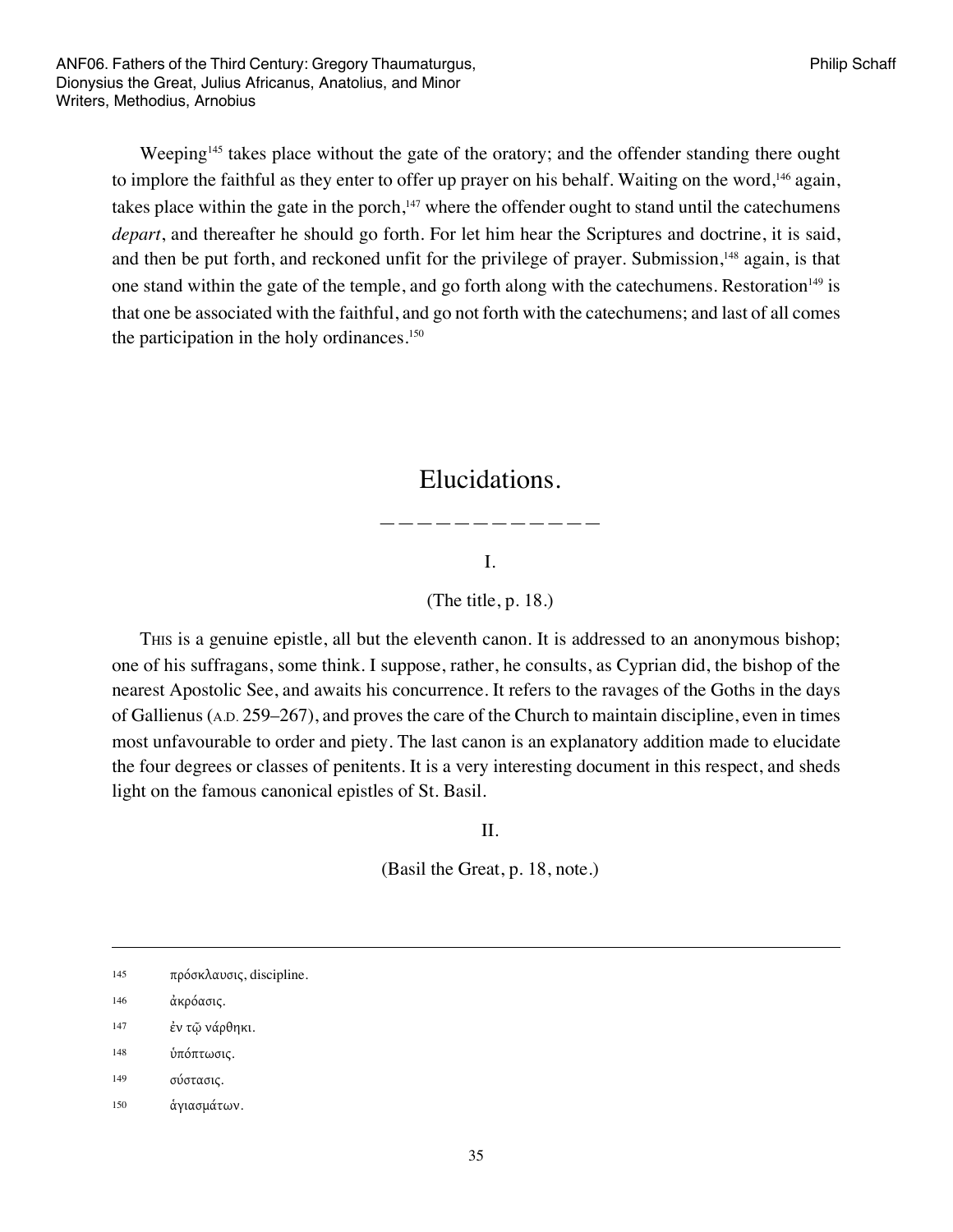Weeping[145] takes place without the gate of the oratory; and the offender standing there ought to implore the faithful as they enter to offer up prayer on his behalf. Waiting on the word,[146] again, takes place within the gate in the porch,[147] where the offender ought to stand until the catechumens *depart*, and thereafter he should go forth. For let him hear the Scriptures and doctrine, it is said, and then be put forth, and reckoned unfit for the privilege of prayer. Submission,[148] again, is that one stand within the gate of the temple, and go forth along with the catechumens. Restoration[149] is that one be associated with the faithful, and go not forth with the catechumens; and last of all comes the participation in the holy ordinances.[150]

# Elucidations.

—————————————

I.

(The title, p. 18.)

This is a genuine epistle, all but the eleventh canon. It is addressed to an anonymous bishop; one of his suffragans, some think. I suppose, rather, he consults, as Cyprian did, the bishop of the nearest Apostolic See, and awaits his concurrence. It refers to the ravages of the Goths in the days of Gallienus (A.D. 259–267), and proves the care of the Church to maintain discipline, even in times most unfavourable to order and piety. The last canon is an explanatory addition made to elucidate the four degrees or classes of penitents. It is a very interesting document in this respect, and sheds light on the famous canonical epistles of St. Basil.

II.

(Basil the Great, p. 18, note.)

---

145 πρόσκλαυσις, discipline.

146 ἀκρόασις.

147 ἐν τῷ νάρθηκι.

148 ὑπόπτωσις.

149 σύστασις.

150 ἁγιασμάτων.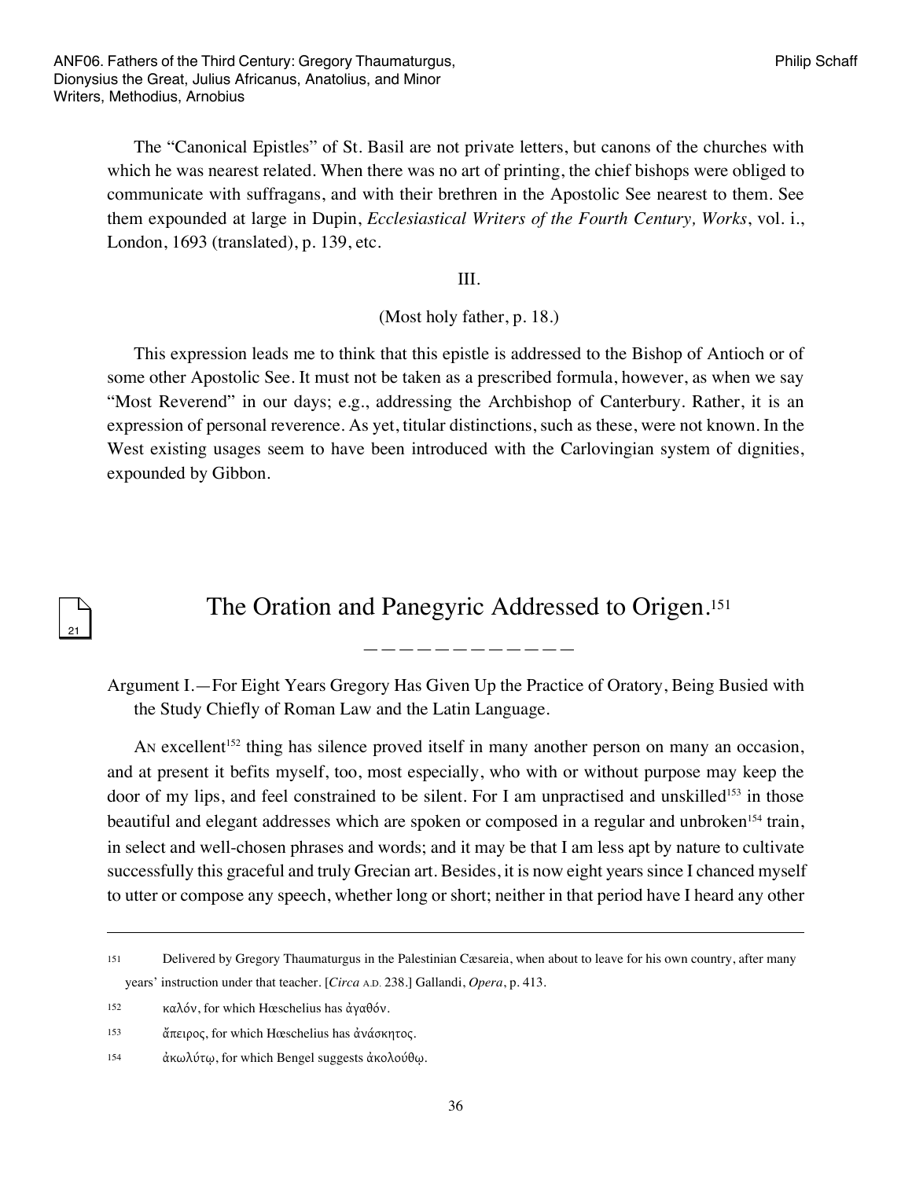The "Canonical Epistles" of St. Basil are not private letters, but canons of the churches with which he was nearest related. When there was no art of printing, the chief bishops were obliged to communicate with suffragans, and with their brethren in the Apostolic See nearest to them. See them expounded at large in Dupin, *Ecclesiastical Writers of the Fourth Century, Works*, vol. i., London, 1693 (translated), p. 139, etc.

III.

(Most holy father, p. 18.)

This expression leads me to think that this epistle is addressed to the Bishop of Antioch or of some other Apostolic See. It must not be taken as a prescribed formula, however, as when we say "Most Reverend" in our days; e.g., addressing the Archbishop of Canterbury. Rather, it is an expression of personal reverence. As yet, titular distinctions, such as these, were not known. In the West existing usages seem to have been introduced with the Carlovingian system of dignities, expounded by Gibbon.

# The Oration and Panegyric Addressed to Origen.[151]

————————————

Argument I.—For Eight Years Gregory Has Given Up the Practice of Oratory, Being Busied with the Study Chiefly of Roman Law and the Latin Language.

An excellent[152] thing has silence proved itself in many another person on many an occasion, and at present it befits myself, too, most especially, who with or without purpose may keep the door of my lips, and feel constrained to be silent. For I am unpractised and unskilled[153] in those beautiful and elegant addresses which are spoken or composed in a regular and unbroken[154] train, in select and well-chosen phrases and words; and it may be that I am less apt by nature to cultivate successfully this graceful and truly Grecian art. Besides, it is now eight years since I chanced myself to utter or compose any speech, whether long or short; neither in that period have I heard any other

---

151 Delivered by Gregory Thaumaturgus in the Palestinian Cæsareia, when about to leave for his own country, after many years' instruction under that teacher. [*Circa* A.D. 238.] Gallandi, *Opera*, p. 413.

152 καλόν, for which Hœschelius has ἀγαθόν.

153 ἄπειρος, for which Hœschelius has ἀνάσκητος.

154 ἀκωλύτῳ, for which Bengel suggests ἀκολούθῳ.